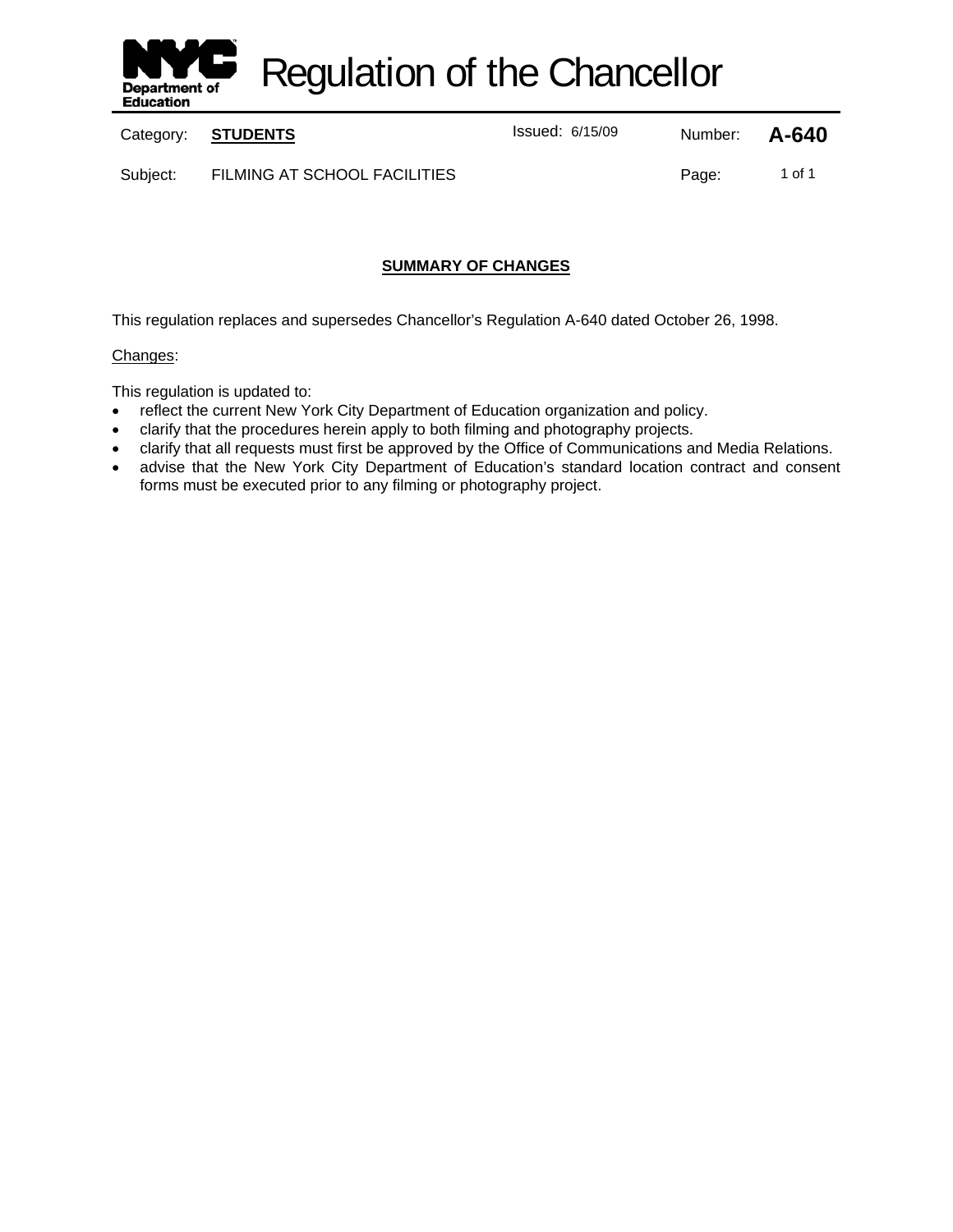# Regulation of the Chancellor

| Category: | **STUDENTS** | Issued: 6/15/09 | Number: | **A-640** |
| --- | --- | --- | --- | --- |
| Subject: | FILMING AT SCHOOL FACILITIES | | Page: | 1 of 1 |

## SUMMARY OF CHANGES

This regulation replaces and supersedes Chancellor's Regulation A-640 dated October 26, 1998.

Changes:

This regulation is updated to:

- reflect the current New York City Department of Education organization and policy.
- clarify that the procedures herein apply to both filming and photography projects.
- clarify that all requests must first be approved by the Office of Communications and Media Relations.
- advise that the New York City Department of Education's standard location contract and consent forms must be executed prior to any filming or photography project.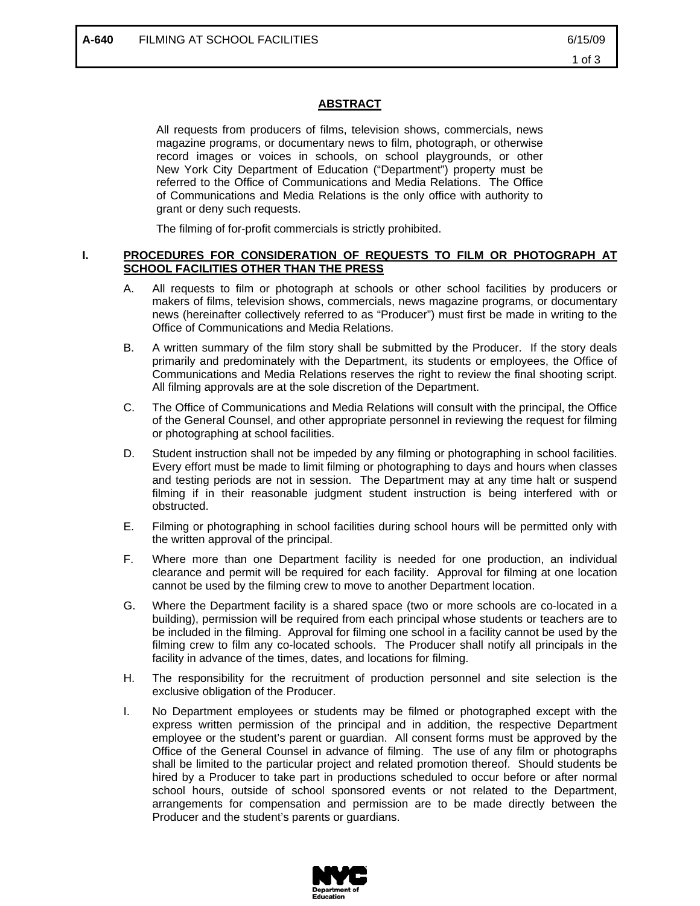## ABSTRACT

All requests from producers of films, television shows, commercials, news magazine programs, or documentary news to film, photograph, or otherwise record images or voices in schools, on school playgrounds, or other New York City Department of Education ("Department") property must be referred to the Office of Communications and Media Relations. The Office of Communications and Media Relations is the only office with authority to grant or deny such requests.

The filming of for-profit commercials is strictly prohibited.

## I. PROCEDURES FOR CONSIDERATION OF REQUESTS TO FILM OR PHOTOGRAPH AT SCHOOL FACILITIES OTHER THAN THE PRESS

A. All requests to film or photograph at schools or other school facilities by producers or makers of films, television shows, commercials, news magazine programs, or documentary news (hereinafter collectively referred to as "Producer") must first be made in writing to the Office of Communications and Media Relations.

B. A written summary of the film story shall be submitted by the Producer. If the story deals primarily and predominately with the Department, its students or employees, the Office of Communications and Media Relations reserves the right to review the final shooting script. All filming approvals are at the sole discretion of the Department.

C. The Office of Communications and Media Relations will consult with the principal, the Office of the General Counsel, and other appropriate personnel in reviewing the request for filming or photographing at school facilities.

D. Student instruction shall not be impeded by any filming or photographing in school facilities. Every effort must be made to limit filming or photographing to days and hours when classes and testing periods are not in session. The Department may at any time halt or suspend filming if in their reasonable judgment student instruction is being interfered with or obstructed.

E. Filming or photographing in school facilities during school hours will be permitted only with the written approval of the principal.

F. Where more than one Department facility is needed for one production, an individual clearance and permit will be required for each facility. Approval for filming at one location cannot be used by the filming crew to move to another Department location.

G. Where the Department facility is a shared space (two or more schools are co-located in a building), permission will be required from each principal whose students or teachers are to be included in the filming. Approval for filming one school in a facility cannot be used by the filming crew to film any co-located schools. The Producer shall notify all principals in the facility in advance of the times, dates, and locations for filming.

H. The responsibility for the recruitment of production personnel and site selection is the exclusive obligation of the Producer.

I. No Department employees or students may be filmed or photographed except with the express written permission of the principal and in addition, the respective Department employee or the student's parent or guardian. All consent forms must be approved by the Office of the General Counsel in advance of filming. The use of any film or photographs shall be limited to the particular project and related promotion thereof. Should students be hired by a Producer to take part in productions scheduled to occur before or after normal school hours, outside of school sponsored events or not related to the Department, arrangements for compensation and permission are to be made directly between the Producer and the student's parents or guardians.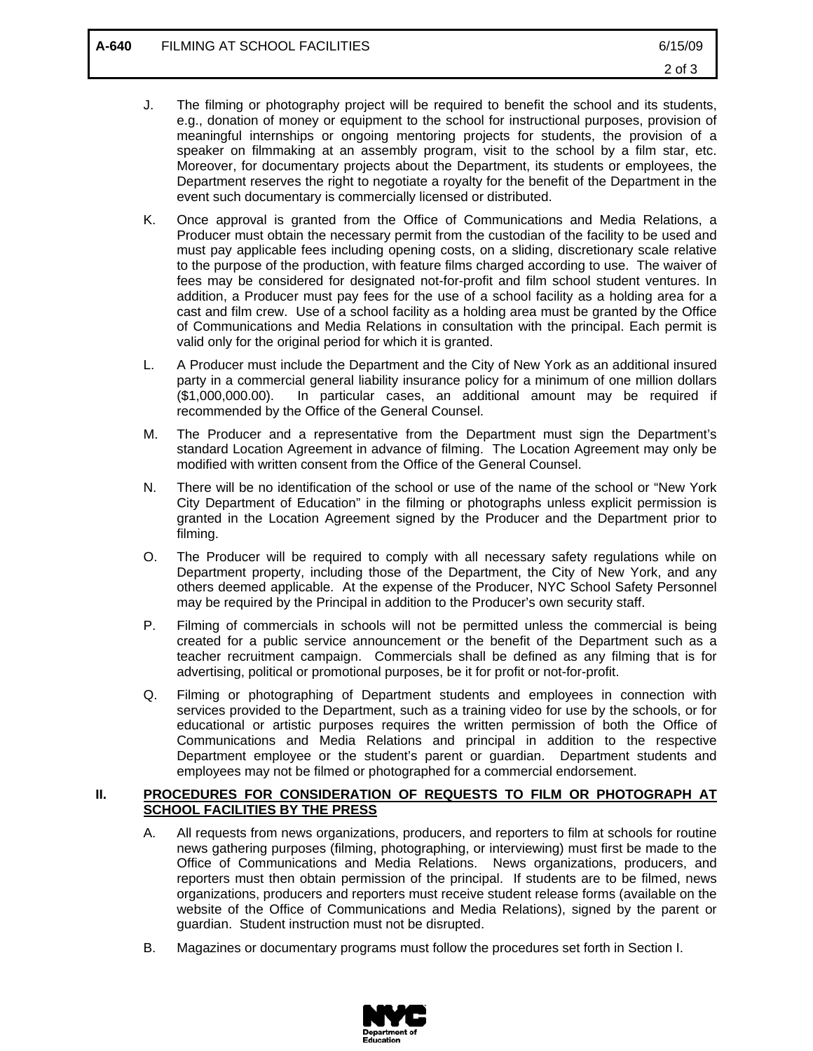J. The filming or photography project will be required to benefit the school and its students, e.g., donation of money or equipment to the school for instructional purposes, provision of meaningful internships or ongoing mentoring projects for students, the provision of a speaker on filmmaking at an assembly program, visit to the school by a film star, etc. Moreover, for documentary projects about the Department, its students or employees, the Department reserves the right to negotiate a royalty for the benefit of the Department in the event such documentary is commercially licensed or distributed.

K. Once approval is granted from the Office of Communications and Media Relations, a Producer must obtain the necessary permit from the custodian of the facility to be used and must pay applicable fees including opening costs, on a sliding, discretionary scale relative to the purpose of the production, with feature films charged according to use. The waiver of fees may be considered for designated not-for-profit and film school student ventures. In addition, a Producer must pay fees for the use of a school facility as a holding area for a cast and film crew. Use of a school facility as a holding area must be granted by the Office of Communications and Media Relations in consultation with the principal. Each permit is valid only for the original period for which it is granted.

L. A Producer must include the Department and the City of New York as an additional insured party in a commercial general liability insurance policy for a minimum of one million dollars ($1,000,000.00). In particular cases, an additional amount may be required if recommended by the Office of the General Counsel.

M. The Producer and a representative from the Department must sign the Department's standard Location Agreement in advance of filming. The Location Agreement may only be modified with written consent from the Office of the General Counsel.

N. There will be no identification of the school or use of the name of the school or "New York City Department of Education" in the filming or photographs unless explicit permission is granted in the Location Agreement signed by the Producer and the Department prior to filming.

O. The Producer will be required to comply with all necessary safety regulations while on Department property, including those of the Department, the City of New York, and any others deemed applicable. At the expense of the Producer, NYC School Safety Personnel may be required by the Principal in addition to the Producer's own security staff.

P. Filming of commercials in schools will not be permitted unless the commercial is being created for a public service announcement or the benefit of the Department such as a teacher recruitment campaign. Commercials shall be defined as any filming that is for advertising, political or promotional purposes, be it for profit or not-for-profit.

Q. Filming or photographing of Department students and employees in connection with services provided to the Department, such as a training video for use by the schools, or for educational or artistic purposes requires the written permission of both the Office of Communications and Media Relations and principal in addition to the respective Department employee or the student's parent or guardian. Department students and employees may not be filmed or photographed for a commercial endorsement.

## II. PROCEDURES FOR CONSIDERATION OF REQUESTS TO FILM OR PHOTOGRAPH AT SCHOOL FACILITIES BY THE PRESS

A. All requests from news organizations, producers, and reporters to film at schools for routine news gathering purposes (filming, photographing, or interviewing) must first be made to the Office of Communications and Media Relations. News organizations, producers, and reporters must then obtain permission of the principal. If students are to be filmed, news organizations, producers and reporters must receive student release forms (available on the website of the Office of Communications and Media Relations), signed by the parent or guardian. Student instruction must not be disrupted.

B. Magazines or documentary programs must follow the procedures set forth in Section I.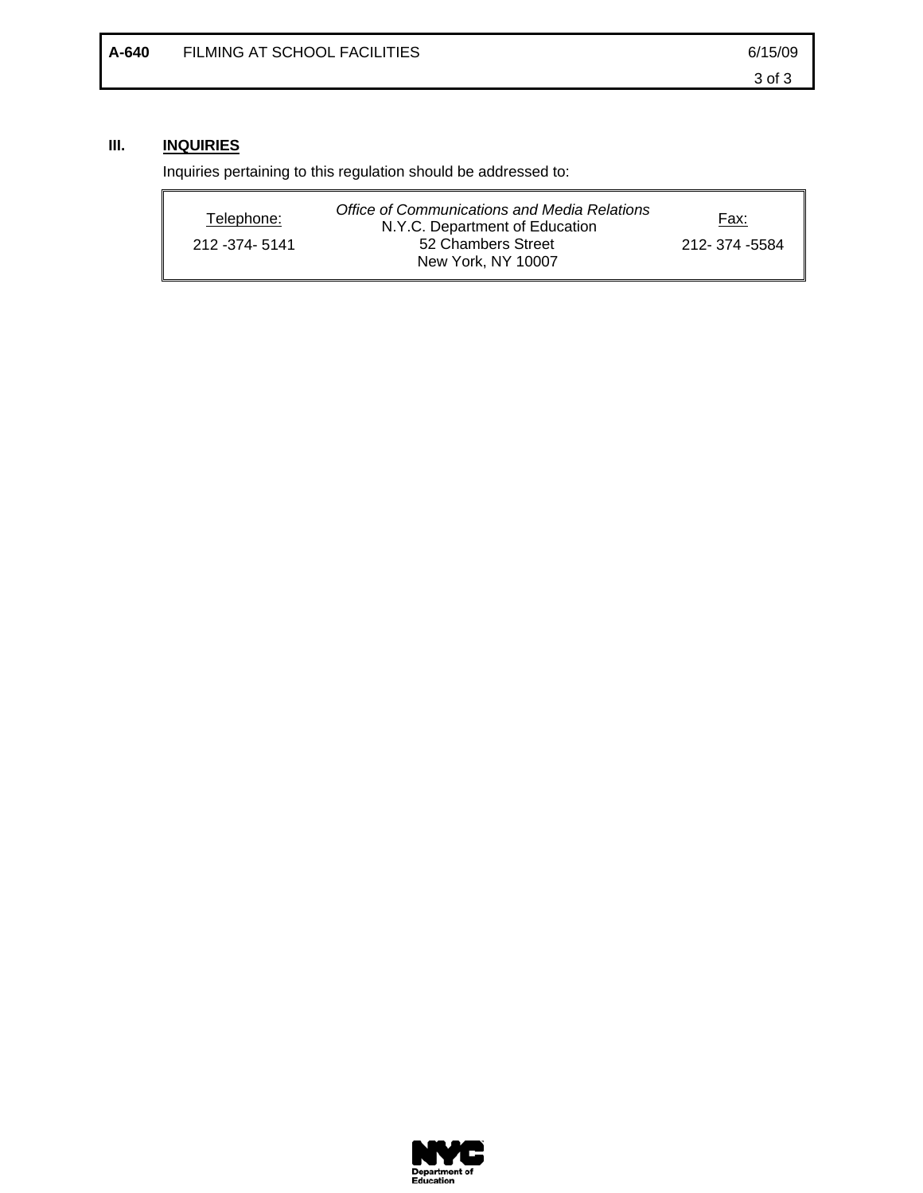## III. INQUIRIES

Inquiries pertaining to this regulation should be addressed to:

| | | |
|---|---|---|
| Telephone:<br>212 -374- 5141 | *Office of Communications and Media Relations*<br>N.Y.C. Department of Education<br>52 Chambers Street<br>New York, NY 10007 | Fax:<br>212- 374 -5584 |